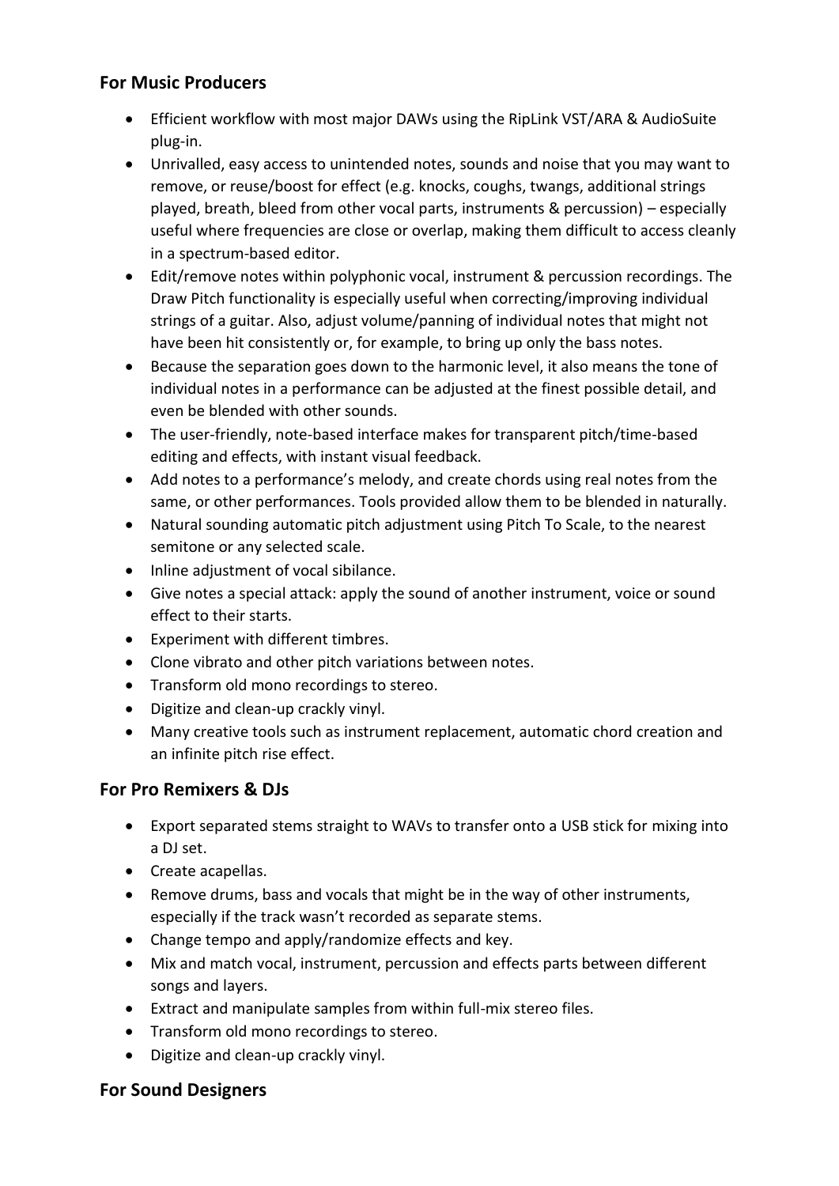## For Music Producers

- Efficient workflow with most major DAWs using the RipLink VST/ARA & AudioSuite plug-in.
- Unrivalled, easy access to unintended notes, sounds and noise that you may want to remove, or reuse/boost for effect (e.g. knocks, coughs, twangs, additional strings played, breath, bleed from other vocal parts, instruments & percussion) – especially useful where frequencies are close or overlap, making them difficult to access cleanly in a spectrum-based editor.
- Edit/remove notes within polyphonic vocal, instrument & percussion recordings. The Draw Pitch functionality is especially useful when correcting/improving individual strings of a guitar. Also, adjust volume/panning of individual notes that might not have been hit consistently or, for example, to bring up only the bass notes.
- Because the separation goes down to the harmonic level, it also means the tone of individual notes in a performance can be adjusted at the finest possible detail, and even be blended with other sounds.
- The user-friendly, note-based interface makes for transparent pitch/time-based editing and effects, with instant visual feedback.
- Add notes to a performance's melody, and create chords using real notes from the same, or other performances. Tools provided allow them to be blended in naturally.
- Natural sounding automatic pitch adjustment using Pitch To Scale, to the nearest semitone or any selected scale.
- Inline adjustment of vocal sibilance.
- Give notes a special attack: apply the sound of another instrument, voice or sound effect to their starts.
- Experiment with different timbres.
- Clone vibrato and other pitch variations between notes.
- Transform old mono recordings to stereo.
- Digitize and clean-up crackly vinyl.
- Many creative tools such as instrument replacement, automatic chord creation and an infinite pitch rise effect.

## For Pro Remixers & DJs

- Export separated stems straight to WAVs to transfer onto a USB stick for mixing into a DJ set.
- Create acapellas.
- Remove drums, bass and vocals that might be in the way of other instruments, especially if the track wasn't recorded as separate stems.
- Change tempo and apply/randomize effects and key.
- Mix and match vocal, instrument, percussion and effects parts between different songs and layers.
- Extract and manipulate samples from within full-mix stereo files.
- Transform old mono recordings to stereo.
- Digitize and clean-up crackly vinyl.

## For Sound Designers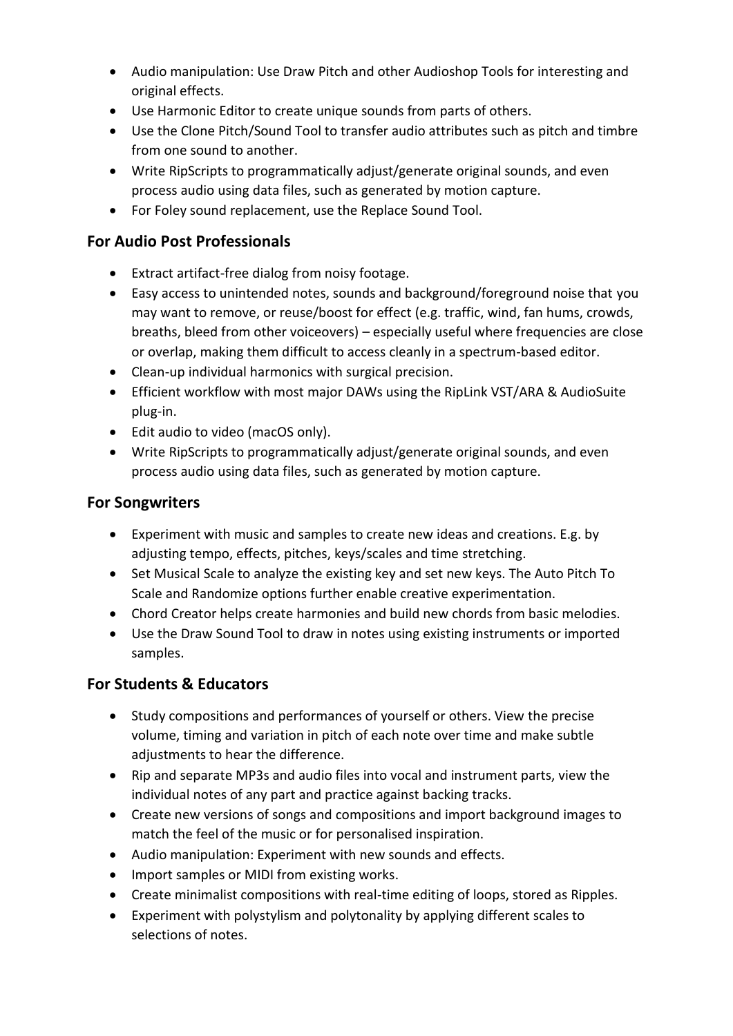- Audio manipulation: Use Draw Pitch and other Audioshop Tools for interesting and original effects.
- Use Harmonic Editor to create unique sounds from parts of others.
- Use the Clone Pitch/Sound Tool to transfer audio attributes such as pitch and timbre from one sound to another.
- Write RipScripts to programmatically adjust/generate original sounds, and even process audio using data files, such as generated by motion capture.
- For Foley sound replacement, use the Replace Sound Tool.

## For Audio Post Professionals

- Extract artifact-free dialog from noisy footage.
- Easy access to unintended notes, sounds and background/foreground noise that you may want to remove, or reuse/boost for effect (e.g. traffic, wind, fan hums, crowds, breaths, bleed from other voiceovers) – especially useful where frequencies are close or overlap, making them difficult to access cleanly in a spectrum-based editor.
- Clean-up individual harmonics with surgical precision.
- Efficient workflow with most major DAWs using the RipLink VST/ARA & AudioSuite plug-in.
- Edit audio to video (macOS only).
- Write RipScripts to programmatically adjust/generate original sounds, and even process audio using data files, such as generated by motion capture.

## For Songwriters

- Experiment with music and samples to create new ideas and creations. E.g. by adjusting tempo, effects, pitches, keys/scales and time stretching.
- Set Musical Scale to analyze the existing key and set new keys. The Auto Pitch To Scale and Randomize options further enable creative experimentation.
- Chord Creator helps create harmonies and build new chords from basic melodies.
- Use the Draw Sound Tool to draw in notes using existing instruments or imported samples.

## For Students & Educators

- Study compositions and performances of yourself or others. View the precise volume, timing and variation in pitch of each note over time and make subtle adjustments to hear the difference.
- Rip and separate MP3s and audio files into vocal and instrument parts, view the individual notes of any part and practice against backing tracks.
- Create new versions of songs and compositions and import background images to match the feel of the music or for personalised inspiration.
- Audio manipulation: Experiment with new sounds and effects.
- Import samples or MIDI from existing works.
- Create minimalist compositions with real-time editing of loops, stored as Ripples.
- Experiment with polystylism and polytonality by applying different scales to selections of notes.